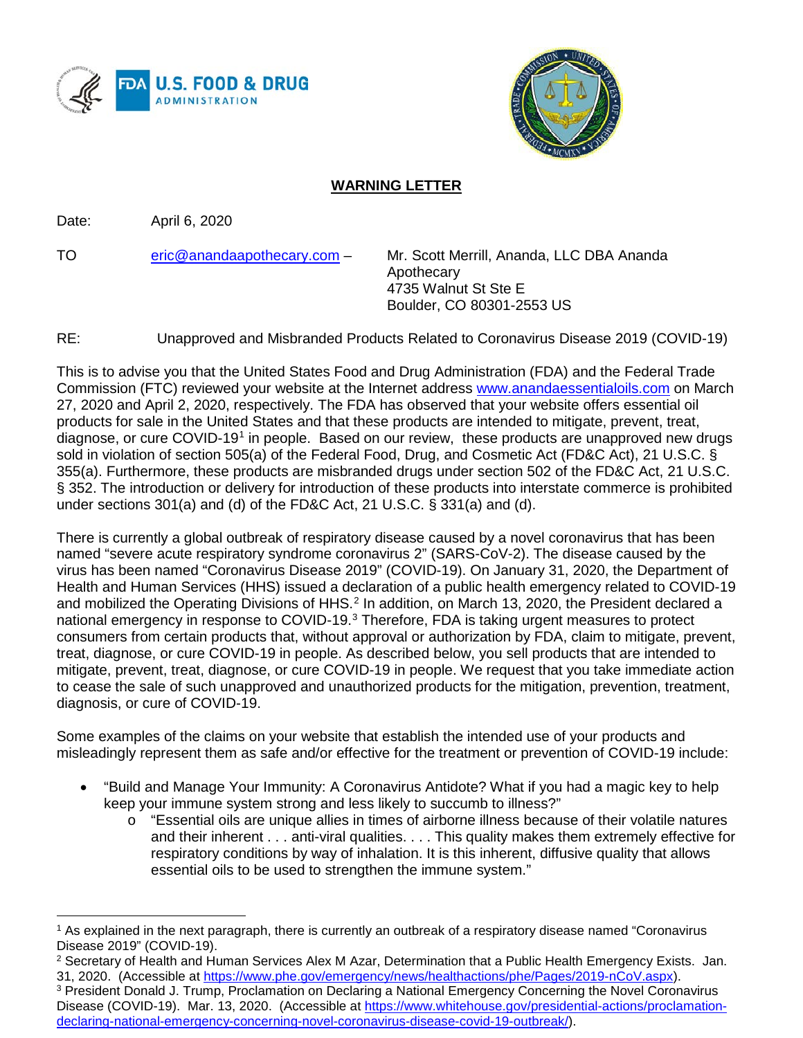**WARNING LETTER**

Date: April 6, 2020

TO eric@anandaapothecary.com – Mr. Scott Merrill, Ananda, LLC DBA Ananda Apothecary
4735 Walnut St Ste E
Boulder, CO 80301-2553 US

RE: Unapproved and Misbranded Products Related to Coronavirus Disease 2019 (COVID-19)

This is to advise you that the United States Food and Drug Administration (FDA) and the Federal Trade Commission (FTC) reviewed your website at the Internet address www.anandaessentialoils.com on March 27, 2020 and April 2, 2020, respectively. The FDA has observed that your website offers essential oil products for sale in the United States and that these products are intended to mitigate, prevent, treat, diagnose, or cure COVID-19[1] in people. Based on our review, these products are unapproved new drugs sold in violation of section 505(a) of the Federal Food, Drug, and Cosmetic Act (FD&C Act), 21 U.S.C. § 355(a). Furthermore, these products are misbranded drugs under section 502 of the FD&C Act, 21 U.S.C. § 352. The introduction or delivery for introduction of these products into interstate commerce is prohibited under sections 301(a) and (d) of the FD&C Act, 21 U.S.C. § 331(a) and (d).

There is currently a global outbreak of respiratory disease caused by a novel coronavirus that has been named "severe acute respiratory syndrome coronavirus 2" (SARS-CoV-2). The disease caused by the virus has been named "Coronavirus Disease 2019" (COVID-19). On January 31, 2020, the Department of Health and Human Services (HHS) issued a declaration of a public health emergency related to COVID-19 and mobilized the Operating Divisions of HHS.[2] In addition, on March 13, 2020, the President declared a national emergency in response to COVID-19.[3] Therefore, FDA is taking urgent measures to protect consumers from certain products that, without approval or authorization by FDA, claim to mitigate, prevent, treat, diagnose, or cure COVID-19 in people. As described below, you sell products that are intended to mitigate, prevent, treat, diagnose, or cure COVID-19 in people. We request that you take immediate action to cease the sale of such unapproved and unauthorized products for the mitigation, prevention, treatment, diagnosis, or cure of COVID-19.

Some examples of the claims on your website that establish the intended use of your products and misleadingly represent them as safe and/or effective for the treatment or prevention of COVID-19 include:

- "Build and Manage Your Immunity: A Coronavirus Antidote? What if you had a magic key to help keep your immune system strong and less likely to succumb to illness?"
  - "Essential oils are unique allies in times of airborne illness because of their volatile natures and their inherent . . . anti-viral qualities. . . . This quality makes them extremely effective for respiratory conditions by way of inhalation. It is this inherent, diffusive quality that allows essential oils to be used to strengthen the immune system."

---

[1] As explained in the next paragraph, there is currently an outbreak of a respiratory disease named "Coronavirus Disease 2019" (COVID-19).

[2] Secretary of Health and Human Services Alex M Azar, Determination that a Public Health Emergency Exists. Jan. 31, 2020. (Accessible at https://www.phe.gov/emergency/news/healthactions/phe/Pages/2019-nCoV.aspx).

[3] President Donald J. Trump, Proclamation on Declaring a National Emergency Concerning the Novel Coronavirus Disease (COVID-19). Mar. 13, 2020. (Accessible at https://www.whitehouse.gov/presidential-actions/proclamation-declaring-national-emergency-concerning-novel-coronavirus-disease-covid-19-outbreak/).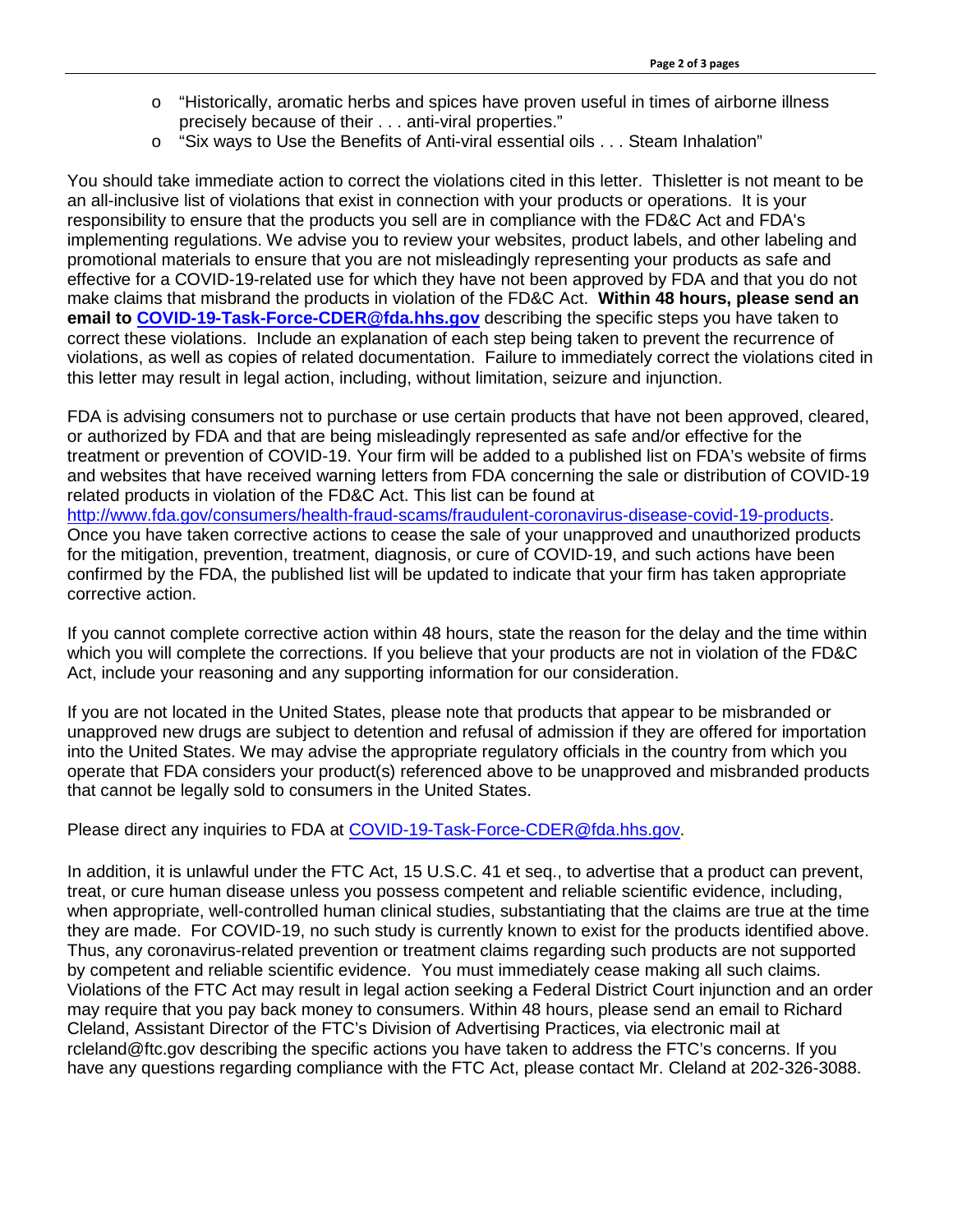- "Historically, aromatic herbs and spices have proven useful in times of airborne illness precisely because of their . . . anti-viral properties."
- "Six ways to Use the Benefits of Anti-viral essential oils . . . Steam Inhalation"

You should take immediate action to correct the violations cited in this letter. Thisletter is not meant to be an all-inclusive list of violations that exist in connection with your products or operations. It is your responsibility to ensure that the products you sell are in compliance with the FD&C Act and FDA's implementing regulations. We advise you to review your websites, product labels, and other labeling and promotional materials to ensure that you are not misleadingly representing your products as safe and effective for a COVID-19-related use for which they have not been approved by FDA and that you do not make claims that misbrand the products in violation of the FD&C Act. **Within 48 hours, please send an email to [COVID-19-Task-Force-CDER@fda.hhs.gov](mailto:COVID-19-Task-Force-CDER@fda.hhs.gov)** describing the specific steps you have taken to correct these violations. Include an explanation of each step being taken to prevent the recurrence of violations, as well as copies of related documentation. Failure to immediately correct the violations cited in this letter may result in legal action, including, without limitation, seizure and injunction.

FDA is advising consumers not to purchase or use certain products that have not been approved, cleared, or authorized by FDA and that are being misleadingly represented as safe and/or effective for the treatment or prevention of COVID-19. Your firm will be added to a published list on FDA's website of firms and websites that have received warning letters from FDA concerning the sale or distribution of COVID-19 related products in violation of the FD&C Act. This list can be found at [http://www.fda.gov/consumers/health-fraud-scams/fraudulent-coronavirus-disease-covid-19-products](http://www.fda.gov/consumers/health-fraud-scams/fraudulent-coronavirus-disease-covid-19-products). Once you have taken corrective actions to cease the sale of your unapproved and unauthorized products for the mitigation, prevention, treatment, diagnosis, or cure of COVID-19, and such actions have been confirmed by the FDA, the published list will be updated to indicate that your firm has taken appropriate corrective action.

If you cannot complete corrective action within 48 hours, state the reason for the delay and the time within which you will complete the corrections. If you believe that your products are not in violation of the FD&C Act, include your reasoning and any supporting information for our consideration.

If you are not located in the United States, please note that products that appear to be misbranded or unapproved new drugs are subject to detention and refusal of admission if they are offered for importation into the United States. We may advise the appropriate regulatory officials in the country from which you operate that FDA considers your product(s) referenced above to be unapproved and misbranded products that cannot be legally sold to consumers in the United States.

Please direct any inquiries to FDA at [COVID-19-Task-Force-CDER@fda.hhs.gov](mailto:COVID-19-Task-Force-CDER@fda.hhs.gov).

In addition, it is unlawful under the FTC Act, 15 U.S.C. 41 et seq., to advertise that a product can prevent, treat, or cure human disease unless you possess competent and reliable scientific evidence, including, when appropriate, well-controlled human clinical studies, substantiating that the claims are true at the time they are made. For COVID-19, no such study is currently known to exist for the products identified above. Thus, any coronavirus-related prevention or treatment claims regarding such products are not supported by competent and reliable scientific evidence. You must immediately cease making all such claims. Violations of the FTC Act may result in legal action seeking a Federal District Court injunction and an order may require that you pay back money to consumers. Within 48 hours, please send an email to Richard Cleland, Assistant Director of the FTC's Division of Advertising Practices, via electronic mail at rcleland@ftc.gov describing the specific actions you have taken to address the FTC's concerns. If you have any questions regarding compliance with the FTC Act, please contact Mr. Cleland at 202-326-3088.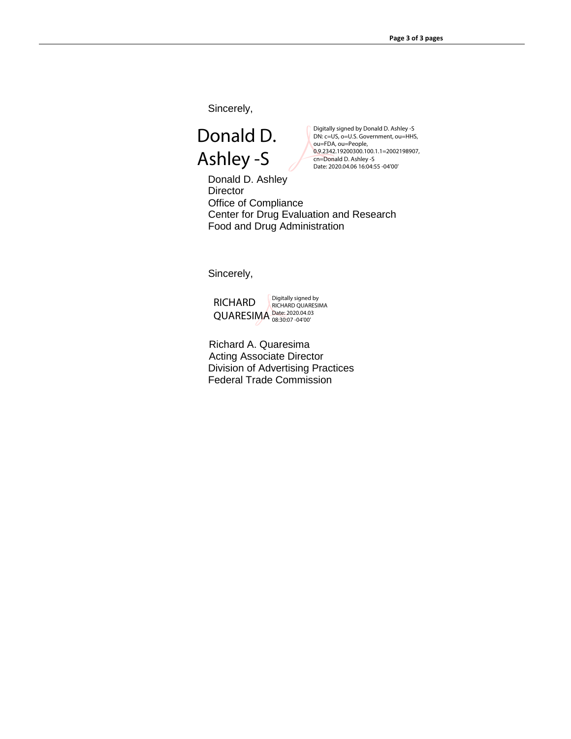Sincerely,

Donald D. Ashley -S

Digitally signed by Donald D. Ashley -S
DN: c=US, o=U.S. Government, ou=HHS, ou=FDA, ou=People, 0.9.2342.19200300.100.1.1=2002198907, cn=Donald D. Ashley -S
Date: 2020.04.06 16:04:55 -04'00'

Donald D. Ashley
Director
Office of Compliance
Center for Drug Evaluation and Research
Food and Drug Administration

Sincerely,

RICHARD QUARESIMA

Digitally signed by RICHARD QUARESIMA
Date: 2020.04.03 08:30:07 -04'00'

Richard A. Quaresima
Acting Associate Director
Division of Advertising Practices
Federal Trade Commission